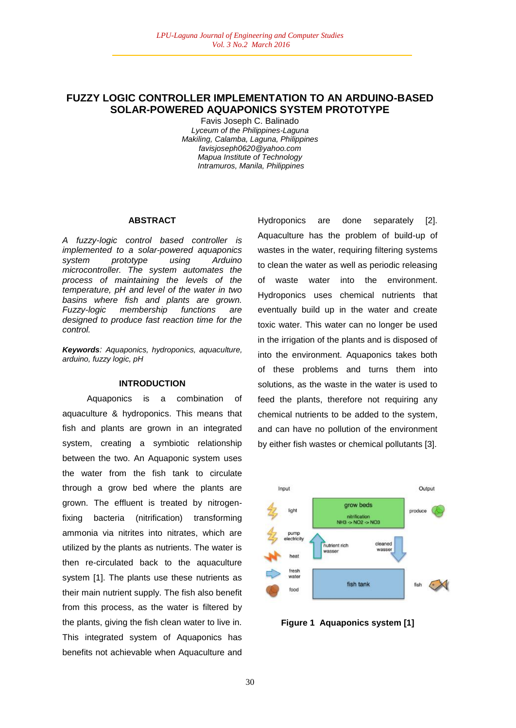# FUZZY LOGIC CONTROLLER IMPLEMENTATION TO AN ARDUINO-BASED SOLAR-POWERED AQUAPONICS SYSTEM PROTOTYPE

Favis Joseph C. Balinado
*Lyceum of the Philippines-Laguna*
*Makiling, Calamba, Laguna, Philippines*
*favisjoseph0620@yahoo.com*
*Mapua Institute of Technology*
*Intramuros, Manila, Philippines*

## ABSTRACT

*A fuzzy-logic control based controller is implemented to a solar-powered aquaponics system prototype using Arduino microcontroller. The system automates the process of maintaining the levels of the temperature, pH and level of the water in two basins where fish and plants are grown. Fuzzy-logic membership functions are designed to produce fast reaction time for the control.*

***Keywords**: Aquaponics, hydroponics, aquaculture, arduino, fuzzy logic, pH*

## INTRODUCTION

Aquaponics is a combination of aquaculture & hydroponics. This means that fish and plants are grown in an integrated system, creating a symbiotic relationship between the two. An Aquaponic system uses the water from the fish tank to circulate through a grow bed where the plants are grown. The effluent is treated by nitrogen-fixing bacteria (nitrification) transforming ammonia via nitrites into nitrates, which are utilized by the plants as nutrients. The water is then re-circulated back to the aquaculture system [1]. The plants use these nutrients as their main nutrient supply. The fish also benefit from this process, as the water is filtered by the plants, giving the fish clean water to live in. This integrated system of Aquaponics has benefits not achievable when Aquaculture and Hydroponics are done separately [2]. Aquaculture has the problem of build-up of wastes in the water, requiring filtering systems to clean the water as well as periodic releasing of waste water into the environment. Hydroponics uses chemical nutrients that eventually build up in the water and create toxic water. This water can no longer be used in the irrigation of the plants and is disposed of into the environment. Aquaponics takes both of these problems and turns them into solutions, as the waste in the water is used to feed the plants, therefore not requiring any chemical nutrients to be added to the system, and can have no pollution of the environment by either fish wastes or chemical pollutants [3].

Input | Output

light | pump electricity | heat | fresh water | food

grow beds — nitrification $NH_3 \rightarrow NO_2 \rightarrow NO_3$ — produce

nutrient rich wasser | cleaned wasser

fish tank — fish

**Figure 1 Aquaponics system [1]**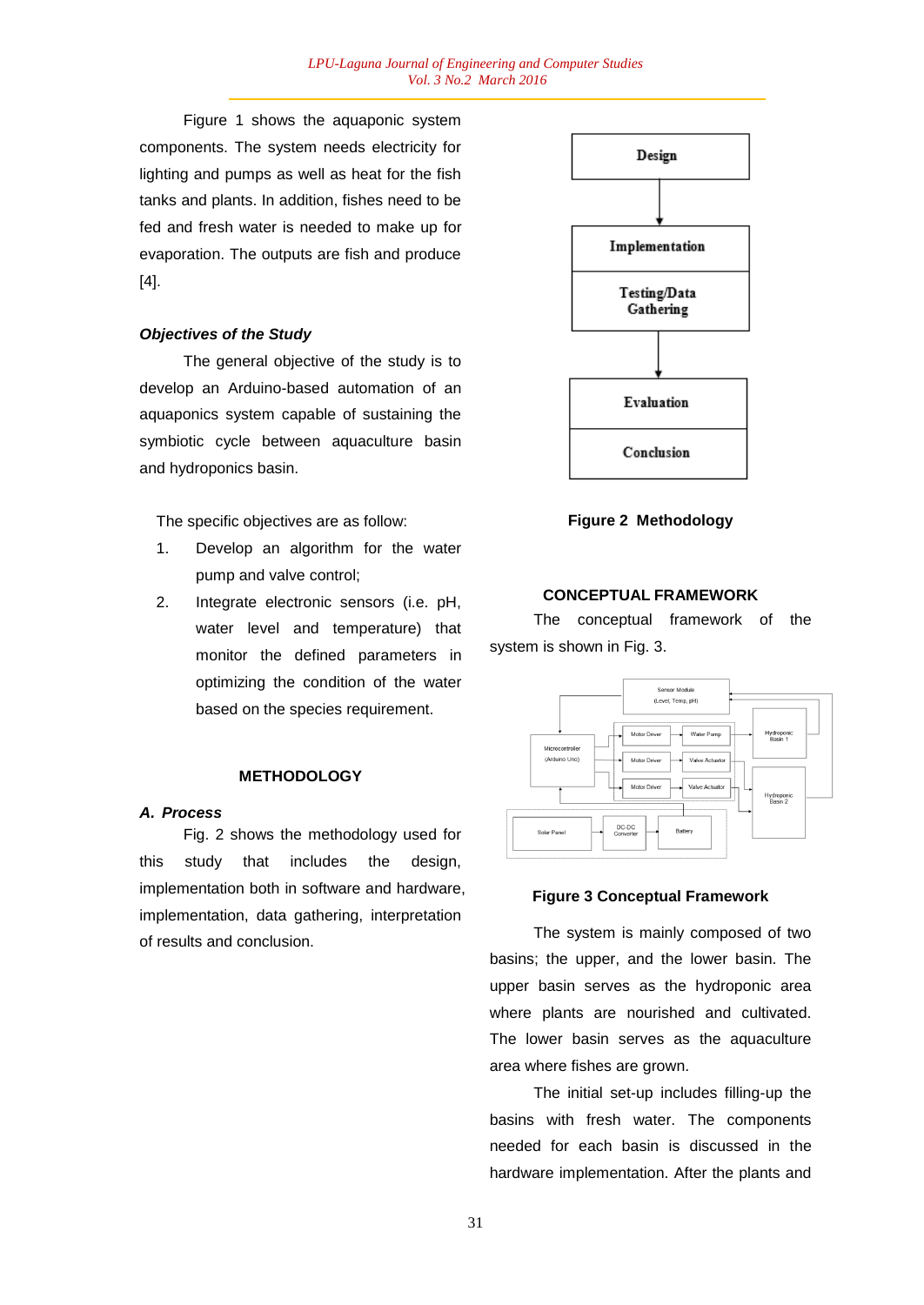Figure 1 shows the aquaponic system components. The system needs electricity for lighting and pumps as well as heat for the fish tanks and plants. In addition, fishes need to be fed and fresh water is needed to make up for evaporation. The outputs are fish and produce [4].

### *Objectives of the Study*

The general objective of the study is to develop an Arduino-based automation of an aquaponics system capable of sustaining the symbiotic cycle between aquaculture basin and hydroponics basin.

The specific objectives are as follow:

1. Develop an algorithm for the water pump and valve control;
2. Integrate electronic sensors (i.e. pH, water level and temperature) that monitor the defined parameters in optimizing the condition of the water based on the species requirement.

## METHODOLOGY

### *A. Process*

Fig. 2 shows the methodology used for this study that includes the design, implementation both in software and hardware, implementation, data gathering, interpretation of results and conclusion.

Design → Implementation / Testing/Data Gathering → Evaluation / Conclusion

**Figure 2 Methodology**

## CONCEPTUAL FRAMEWORK

The conceptual framework of the system is shown in Fig. 3.

**Figure 3 Conceptual Framework**

The system is mainly composed of two basins; the upper, and the lower basin. The upper basin serves as the hydroponic area where plants are nourished and cultivated. The lower basin serves as the aquaculture area where fishes are grown.

The initial set-up includes filling-up the basins with fresh water. The components needed for each basin is discussed in the hardware implementation. After the plants and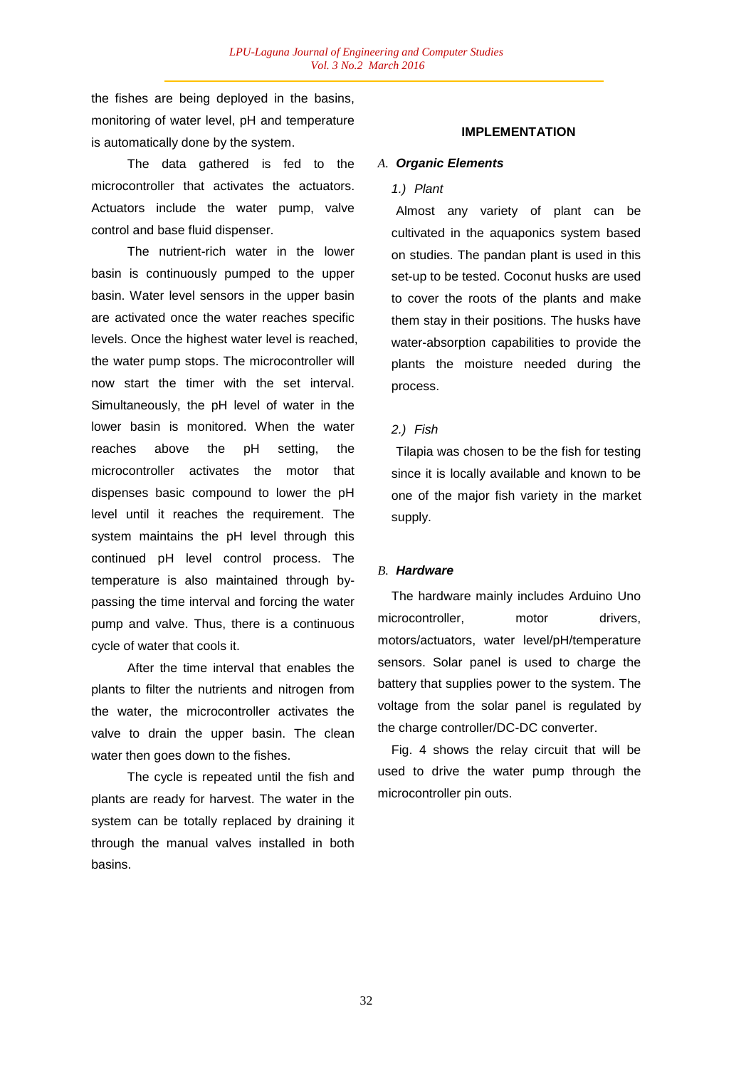the fishes are being deployed in the basins, monitoring of water level, pH and temperature is automatically done by the system.

The data gathered is fed to the microcontroller that activates the actuators. Actuators include the water pump, valve control and base fluid dispenser.

The nutrient-rich water in the lower basin is continuously pumped to the upper basin. Water level sensors in the upper basin are activated once the water reaches specific levels. Once the highest water level is reached, the water pump stops. The microcontroller will now start the timer with the set interval. Simultaneously, the pH level of water in the lower basin is monitored. When the water reaches above the pH setting, the microcontroller activates the motor that dispenses basic compound to lower the pH level until it reaches the requirement. The system maintains the pH level through this continued pH level control process. The temperature is also maintained through by-passing the time interval and forcing the water pump and valve. Thus, there is a continuous cycle of water that cools it.

After the time interval that enables the plants to filter the nutrients and nitrogen from the water, the microcontroller activates the valve to drain the upper basin. The clean water then goes down to the fishes.

The cycle is repeated until the fish and plants are ready for harvest. The water in the system can be totally replaced by draining it through the manual valves installed in both basins.

## IMPLEMENTATION

### A. *Organic Elements*

*1.) Plant*

Almost any variety of plant can be cultivated in the aquaponics system based on studies. The pandan plant is used in this set-up to be tested. Coconut husks are used to cover the roots of the plants and make them stay in their positions. The husks have water-absorption capabilities to provide the plants the moisture needed during the process.

*2.) Fish*

Tilapia was chosen to be the fish for testing since it is locally available and known to be one of the major fish variety in the market supply.

### B. *Hardware*

The hardware mainly includes Arduino Uno microcontroller, motor drivers, motors/actuators, water level/pH/temperature sensors. Solar panel is used to charge the battery that supplies power to the system. The voltage from the solar panel is regulated by the charge controller/DC-DC converter.

Fig. 4 shows the relay circuit that will be used to drive the water pump through the microcontroller pin outs.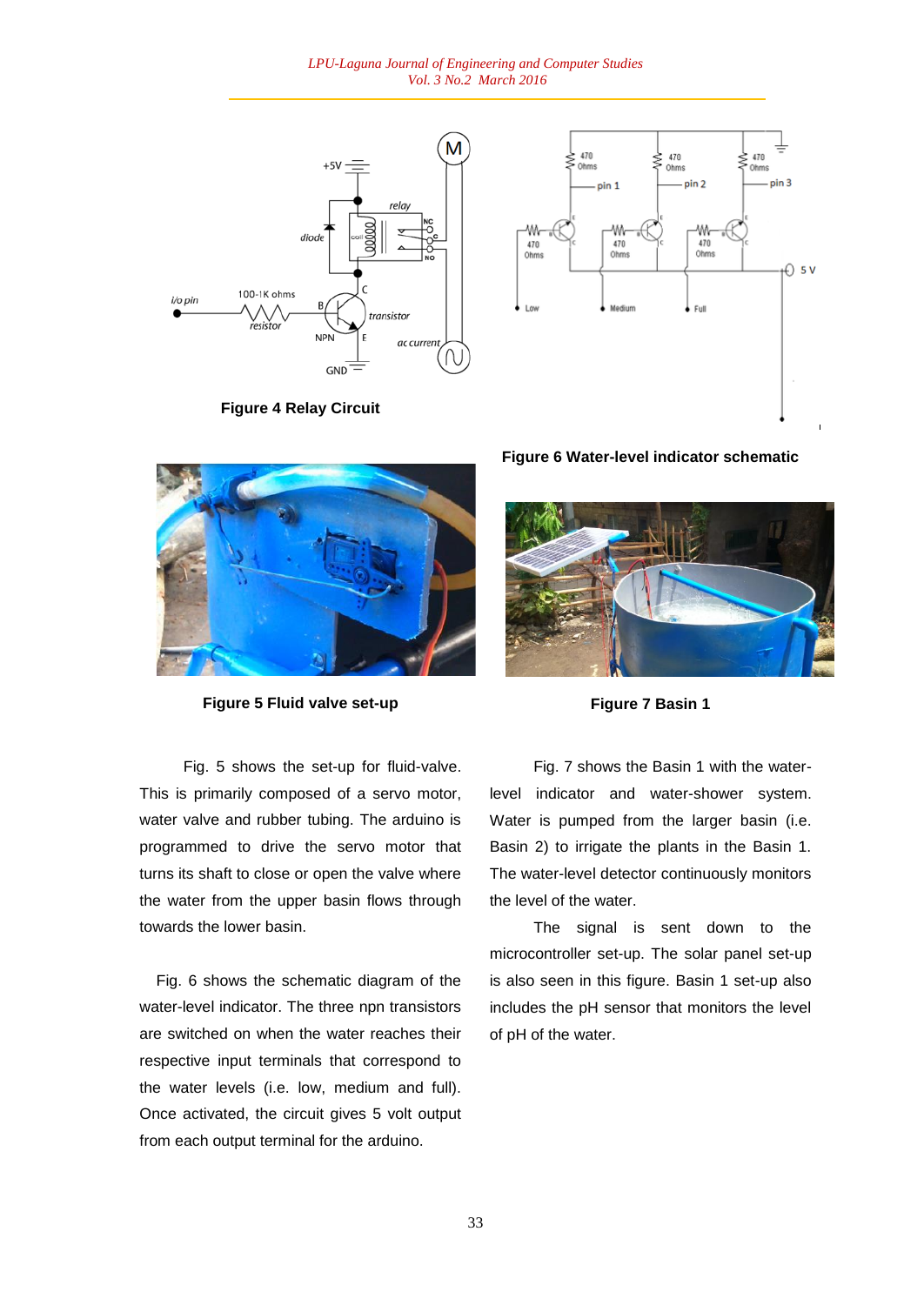**Figure 4 Relay Circuit**

**Figure 6 Water-level indicator schematic**

**Figure 5 Fluid valve set-up**

**Figure 7 Basin 1**

Fig. 5 shows the set-up for fluid-valve. This is primarily composed of a servo motor, water valve and rubber tubing. The arduino is programmed to drive the servo motor that turns its shaft to close or open the valve where the water from the upper basin flows through towards the lower basin.

Fig. 6 shows the schematic diagram of the water-level indicator. The three npn transistors are switched on when the water reaches their respective input terminals that correspond to the water levels (i.e. low, medium and full). Once activated, the circuit gives 5 volt output from each output terminal for the arduino.

Fig. 7 shows the Basin 1 with the water-level indicator and water-shower system. Water is pumped from the larger basin (i.e. Basin 2) to irrigate the plants in the Basin 1. The water-level detector continuously monitors the level of the water.

The signal is sent down to the microcontroller set-up. The solar panel set-up is also seen in this figure. Basin 1 set-up also includes the pH sensor that monitors the level of pH of the water.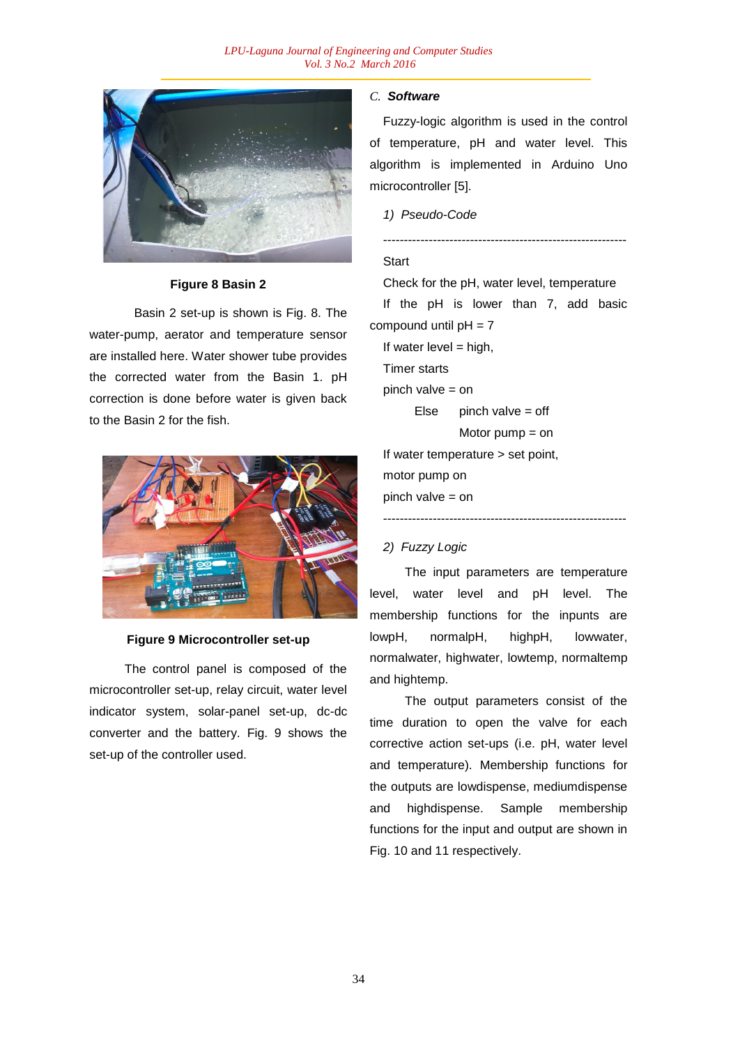**Figure 8 Basin 2**

Basin 2 set-up is shown is Fig. 8. The water-pump, aerator and temperature sensor are installed here. Water shower tube provides the corrected water from the Basin 1. pH correction is done before water is given back to the Basin 2 for the fish.

**Figure 9 Microcontroller set-up**

The control panel is composed of the microcontroller set-up, relay circuit, water level indicator system, solar-panel set-up, dc-dc converter and the battery. Fig. 9 shows the set-up of the controller used.

### *C. **Software***

Fuzzy-logic algorithm is used in the control of temperature, pH and water level. This algorithm is implemented in Arduino Uno microcontroller [5].

#### *1) Pseudo-Code*

```
------------------------------------------------------------
Start
Check for the pH, water level, temperature
If the pH is lower than 7, add basic compound until pH = 7
If water level = high,
Timer starts
pinch valve = on
      Else      pinch valve = off
                Motor pump = on
If water temperature > set point,
motor pump on
pinch valve = on
------------------------------------------------------------
```

#### *2) Fuzzy Logic*

The input parameters are temperature level, water level and pH level. The membership functions for the inputs are lowpH, normalpH, highpH, lowwater, normalwater, highwater, lowtemp, normaltemp and hightemp.

The output parameters consist of the time duration to open the valve for each corrective action set-ups (i.e. pH, water level and temperature). Membership functions for the outputs are lowdispense, mediumdispense and highdispense. Sample membership functions for the input and output are shown in Fig. 10 and 11 respectively.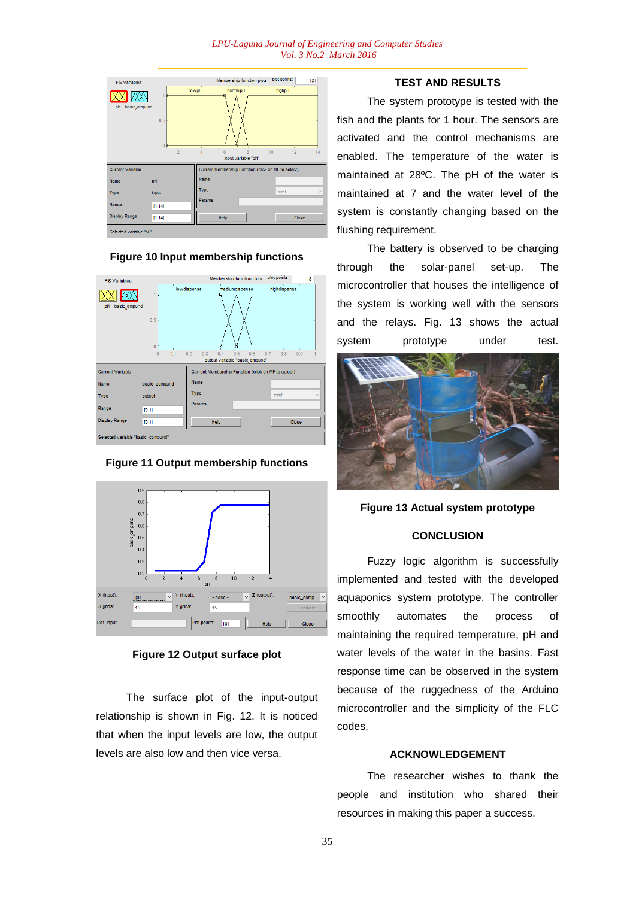Figure 10 Input membership functions

Figure 11 Output membership functions

Figure 12 Output surface plot

The surface plot of the input-output relationship is shown in Fig. 12. It is noticed that when the input levels are low, the output levels are also low and then vice versa.

## TEST AND RESULTS

The system prototype is tested with the fish and the plants for 1 hour. The sensors are activated and the control mechanisms are enabled. The temperature of the water is maintained at 28ºC. The pH of the water is maintained at 7 and the water level of the system is constantly changing based on the flushing requirement.

The battery is observed to be charging through the solar-panel set-up. The microcontroller that houses the intelligence of the system is working well with the sensors and the relays. Fig. 13 shows the actual system prototype under test.

Figure 13 Actual system prototype

## CONCLUSION

Fuzzy logic algorithm is successfully implemented and tested with the developed aquaponics system prototype. The controller smoothly automates the process of maintaining the required temperature, pH and water levels of the water in the basins. Fast response time can be observed in the system because of the ruggedness of the Arduino microcontroller and the simplicity of the FLC codes.

## ACKNOWLEDGEMENT

The researcher wishes to thank the people and institution who shared their resources in making this paper a success.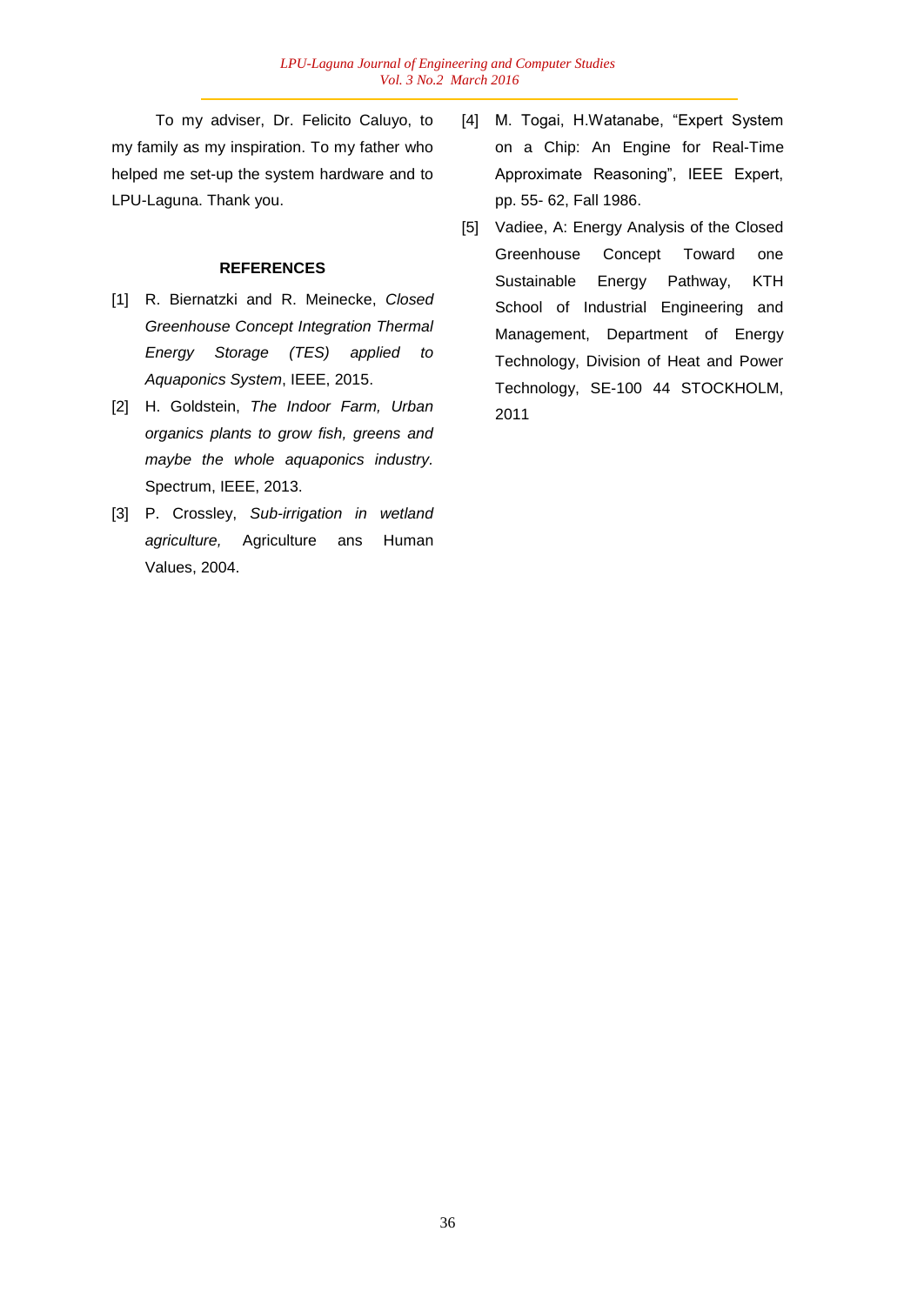To my adviser, Dr. Felicito Caluyo, to my family as my inspiration. To my father who helped me set-up the system hardware and to LPU-Laguna. Thank you.

## REFERENCES

[1] R. Biernatzki and R. Meinecke, *Closed Greenhouse Concept Integration Thermal Energy Storage (TES) applied to Aquaponics System*, IEEE, 2015.

[2] H. Goldstein, *The Indoor Farm, Urban organics plants to grow fish, greens and maybe the whole aquaponics industry.* Spectrum, IEEE, 2013.

[3] P. Crossley, *Sub-irrigation in wetland agriculture,* Agriculture ans Human Values, 2004.

[4] M. Togai, H.Watanabe, "Expert System on a Chip: An Engine for Real-Time Approximate Reasoning", IEEE Expert, pp. 55- 62, Fall 1986.

[5] Vadiee, A: Energy Analysis of the Closed Greenhouse Concept Toward one Sustainable Energy Pathway, KTH School of Industrial Engineering and Management, Department of Energy Technology, Division of Heat and Power Technology, SE-100 44 STOCKHOLM, 2011